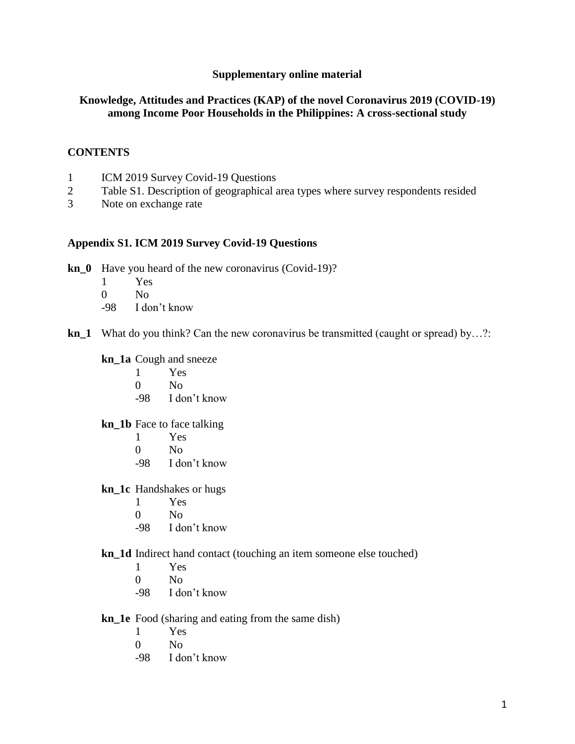**Supplementary online material**

**Knowledge, Attitudes and Practices (KAP) of the novel Coronavirus 2019 (COVID-19) among Income Poor Households in the Philippines: A cross-sectional study**

## CONTENTS

1 ICM 2019 Survey Covid-19 Questions
2 Table S1. Description of geographical area types where survey respondents resided
3 Note on exchange rate

### Appendix S1. ICM 2019 Survey Covid-19 Questions

**kn_0** Have you heard of the new coronavirus (Covid-19)?

- 1 Yes
- 0 No
- -98 I don't know

**kn_1** What do you think? Can the new coronavirus be transmitted (caught or spread) by…?:

**kn_1a** Cough and sneeze

- 1 Yes
- 0 No
- -98 I don't know

**kn_1b** Face to face talking

- 1 Yes
- 0 No
- -98 I don't know

**kn_1c** Handshakes or hugs

- 1 Yes
- 0 No
- -98 I don't know

**kn_1d** Indirect hand contact (touching an item someone else touched)

- 1 Yes
- 0 No
- -98 I don't know

**kn_1e** Food (sharing and eating from the same dish)

- 1 Yes
- 0 No
- -98 I don't know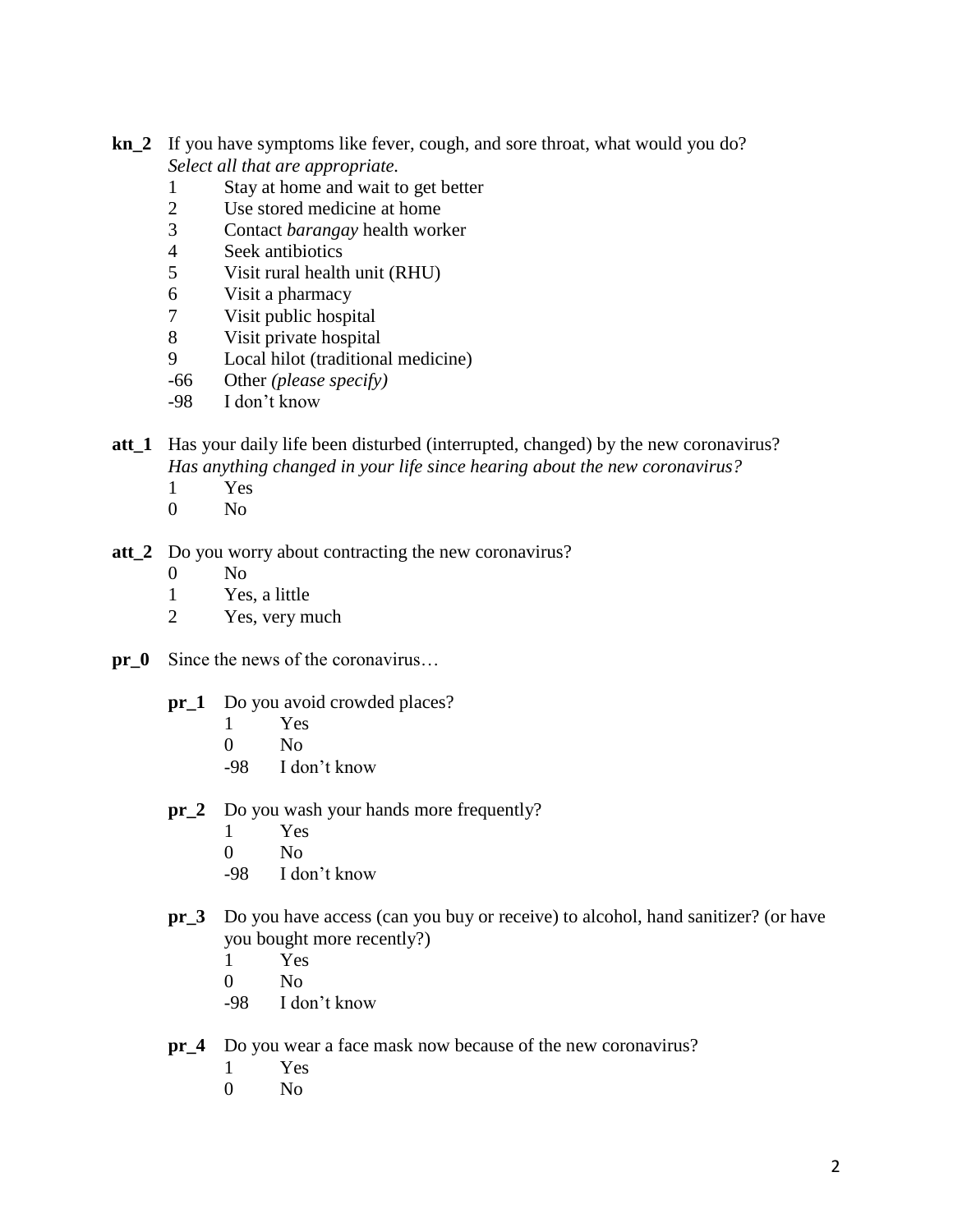**kn_2** If you have symptoms like fever, cough, and sore throat, what would you do?
*Select all that are appropriate.*

- 1 Stay at home and wait to get better
- 2 Use stored medicine at home
- 3 Contact *barangay* health worker
- 4 Seek antibiotics
- 5 Visit rural health unit (RHU)
- 6 Visit a pharmacy
- 7 Visit public hospital
- 8 Visit private hospital
- 9 Local hilot (traditional medicine)
- -66 Other *(please specify)*
- -98 I don't know

**att_1** Has your daily life been disturbed (interrupted, changed) by the new coronavirus?
*Has anything changed in your life since hearing about the new coronavirus?*

- 1 Yes
- 0 No

**att_2** Do you worry about contracting the new coronavirus?

- 0 No
- 1 Yes, a little
- 2 Yes, very much

**pr_0** Since the news of the coronavirus…

**pr_1** Do you avoid crowded places?

- 1 Yes
- 0 No
- -98 I don't know

**pr_2** Do you wash your hands more frequently?

- 1 Yes
- 0 No
- -98 I don't know

**pr_3** Do you have access (can you buy or receive) to alcohol, hand sanitizer? (or have you bought more recently?)

- 1 Yes
- 0 No
- -98 I don't know

**pr_4** Do you wear a face mask now because of the new coronavirus?

- 1 Yes
- 0 No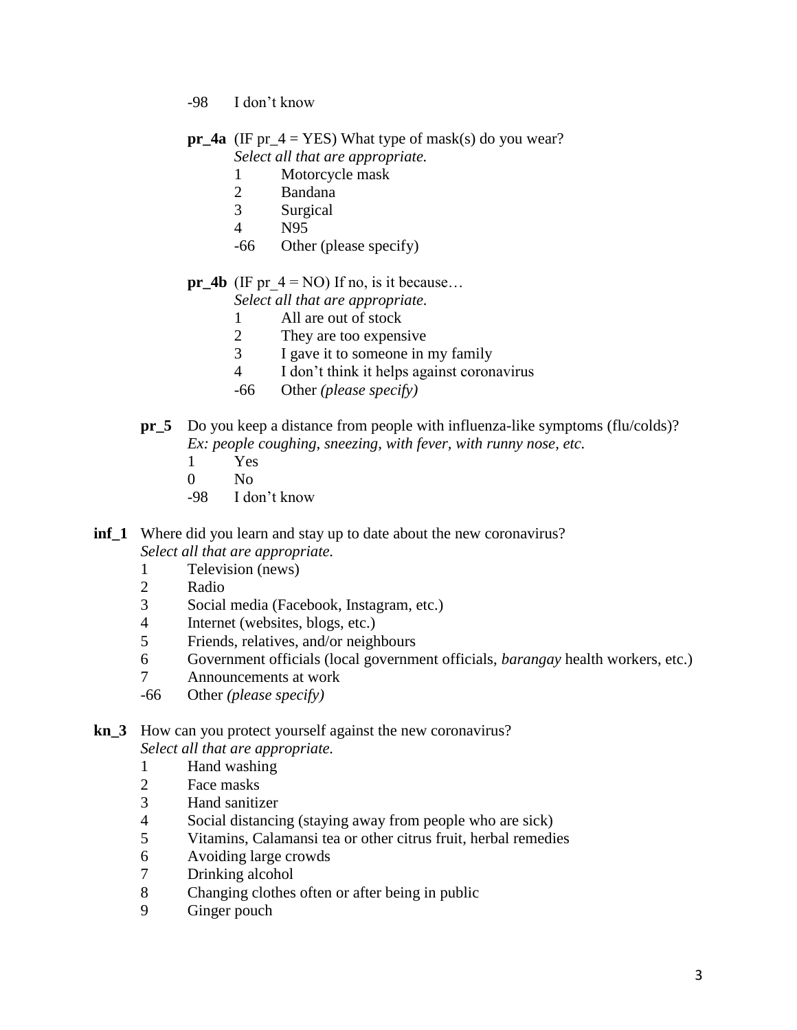-98 I don't know

**pr_4a** (IF pr_4 = YES) What type of mask(s) do you wear?
*Select all that are appropriate.*

1 Motorcycle mask
2 Bandana
3 Surgical
4 N95
-66 Other (please specify)

**pr_4b** (IF pr_4 = NO) If no, is it because…
*Select all that are appropriate.*

1 All are out of stock
2 They are too expensive
3 I gave it to someone in my family
4 I don't think it helps against coronavirus
-66 Other *(please specify)*

**pr_5** Do you keep a distance from people with influenza-like symptoms (flu/colds)?
*Ex: people coughing, sneezing, with fever, with runny nose, etc.*

1 Yes
0 No
-98 I don't know

**inf_1** Where did you learn and stay up to date about the new coronavirus?
*Select all that are appropriate.*

1 Television (news)
2 Radio
3 Social media (Facebook, Instagram, etc.)
4 Internet (websites, blogs, etc.)
5 Friends, relatives, and/or neighbours
6 Government officials (local government officials, *barangay* health workers, etc.)
7 Announcements at work
-66 Other *(please specify)*

**kn_3** How can you protect yourself against the new coronavirus?
*Select all that are appropriate.*

1 Hand washing
2 Face masks
3 Hand sanitizer
4 Social distancing (staying away from people who are sick)
5 Vitamins, Calamansi tea or other citrus fruit, herbal remedies
6 Avoiding large crowds
7 Drinking alcohol
8 Changing clothes often or after being in public
9 Ginger pouch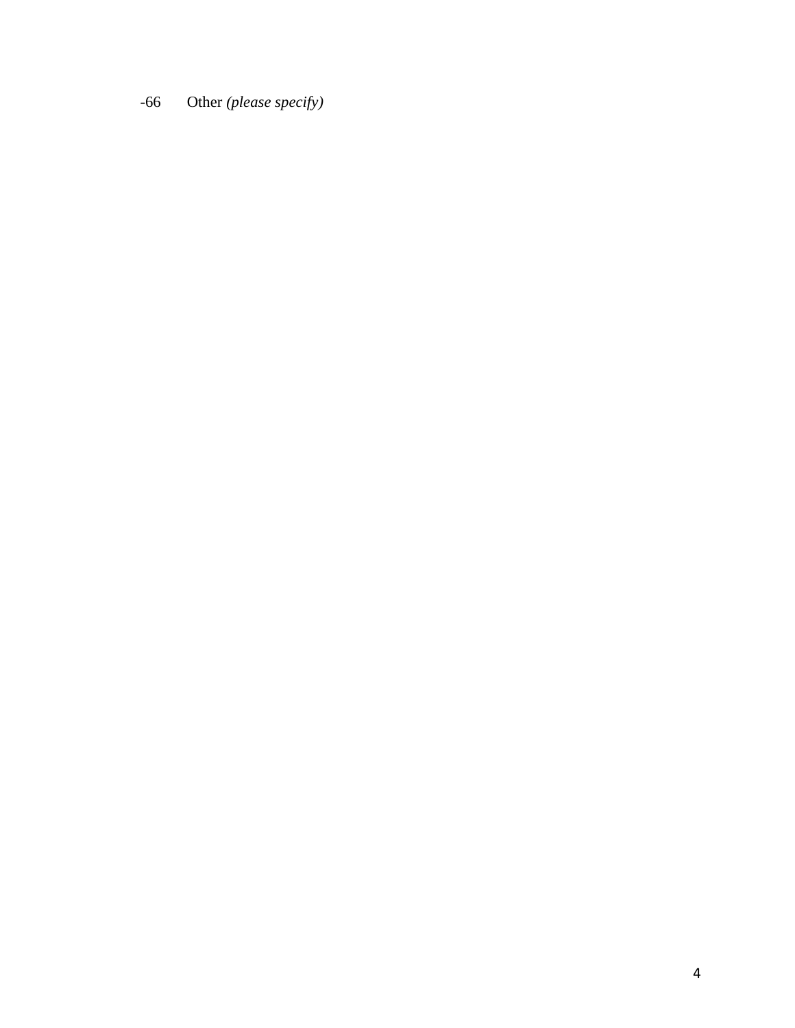-66 Other *(please specify)*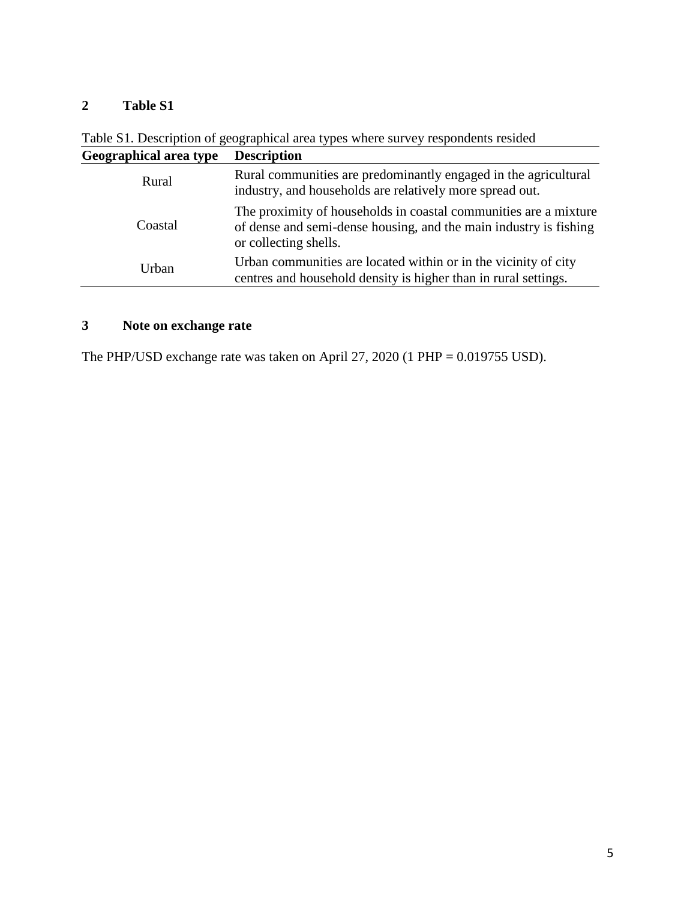## 2 Table S1

Table S1. Description of geographical area types where survey respondents resided

| Geographical area type | Description |
| --- | --- |
| Rural | Rural communities are predominantly engaged in the agricultural industry, and households are relatively more spread out. |
| Coastal | The proximity of households in coastal communities are a mixture of dense and semi-dense housing, and the main industry is fishing or collecting shells. |
| Urban | Urban communities are located within or in the vicinity of city centres and household density is higher than in rural settings. |

## 3 Note on exchange rate

The PHP/USD exchange rate was taken on April 27, 2020 (1 PHP = 0.019755 USD).